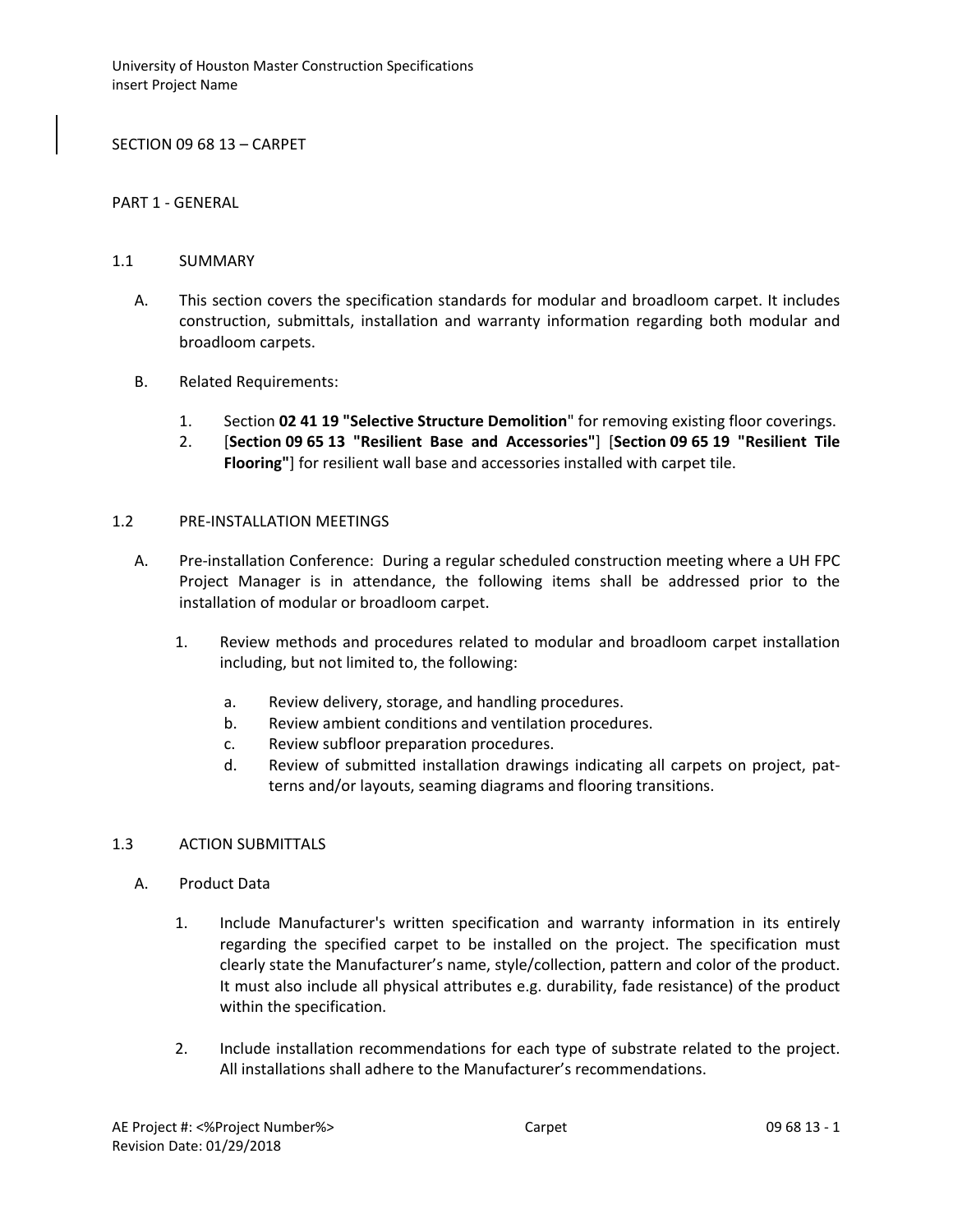# SECTION 09 68 13 – CARPET

## PART 1 - GENERAL

### 1.1 SUMMARY

A. This section covers the specification standards for modular and broadloom carpet. It includes construction, submittals, installation and warranty information regarding both modular and broadloom carpets.

B. Related Requirements:

1. Section **02 41 19 "Selective Structure Demolition**" for removing existing floor coverings.
2. [**Section 09 65 13 "Resilient Base and Accessories"**] [**Section 09 65 19 "Resilient Tile Flooring"**] for resilient wall base and accessories installed with carpet tile.

### 1.2 PRE-INSTALLATION MEETINGS

A. Pre-installation Conference: During a regular scheduled construction meeting where a UH FPC Project Manager is in attendance, the following items shall be addressed prior to the installation of modular or broadloom carpet.

1. Review methods and procedures related to modular and broadloom carpet installation including, but not limited to, the following:
   a. Review delivery, storage, and handling procedures.
   b. Review ambient conditions and ventilation procedures.
   c. Review subfloor preparation procedures.
   d. Review of submitted installation drawings indicating all carpets on project, patterns and/or layouts, seaming diagrams and flooring transitions.

### 1.3 ACTION SUBMITTALS

A. Product Data

1. Include Manufacturer's written specification and warranty information in its entirely regarding the specified carpet to be installed on the project. The specification must clearly state the Manufacturer's name, style/collection, pattern and color of the product. It must also include all physical attributes e.g. durability, fade resistance) of the product within the specification.
2. Include installation recommendations for each type of substrate related to the project. All installations shall adhere to the Manufacturer's recommendations.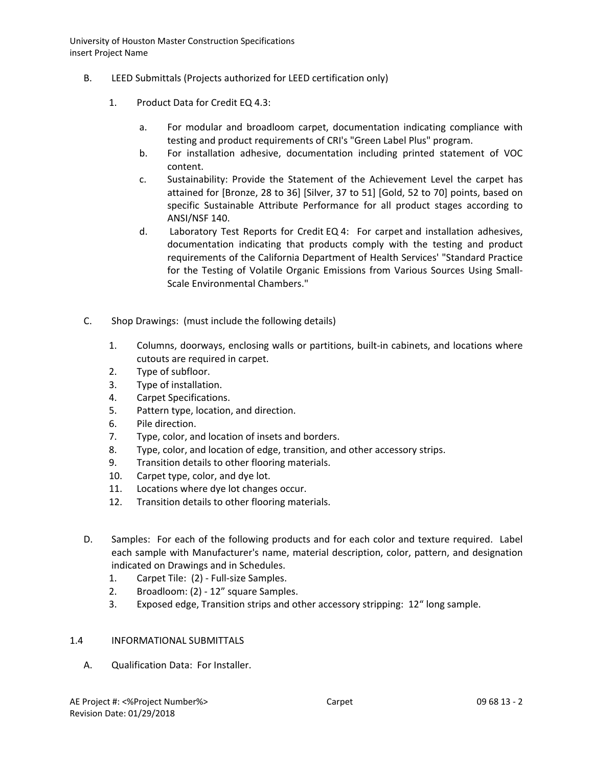B. LEED Submittals (Projects authorized for LEED certification only)

1. Product Data for Credit EQ 4.3:

   a. For modular and broadloom carpet, documentation indicating compliance with testing and product requirements of CRI's "Green Label Plus" program.
   b. For installation adhesive, documentation including printed statement of VOC content.
   c. Sustainability: Provide the Statement of the Achievement Level the carpet has attained for [Bronze, 28 to 36] [Silver, 37 to 51] [Gold, 52 to 70] points, based on specific Sustainable Attribute Performance for all product stages according to ANSI/NSF 140.
   d. Laboratory Test Reports for Credit EQ 4: For carpet and installation adhesives, documentation indicating that products comply with the testing and product requirements of the California Department of Health Services' "Standard Practice for the Testing of Volatile Organic Emissions from Various Sources Using Small-Scale Environmental Chambers."

C. Shop Drawings: (must include the following details)

1. Columns, doorways, enclosing walls or partitions, built-in cabinets, and locations where cutouts are required in carpet.
2. Type of subfloor.
3. Type of installation.
4. Carpet Specifications.
5. Pattern type, location, and direction.
6. Pile direction.
7. Type, color, and location of insets and borders.
8. Type, color, and location of edge, transition, and other accessory strips.
9. Transition details to other flooring materials.
10. Carpet type, color, and dye lot.
11. Locations where dye lot changes occur.
12. Transition details to other flooring materials.

D. Samples: For each of the following products and for each color and texture required. Label each sample with Manufacturer's name, material description, color, pattern, and designation indicated on Drawings and in Schedules.

1. Carpet Tile: (2) - Full-size Samples.
2. Broadloom: (2) - 12" square Samples.
3. Exposed edge, Transition strips and other accessory stripping: 12" long sample.

## 1.4 INFORMATIONAL SUBMITTALS

A. Qualification Data: For Installer.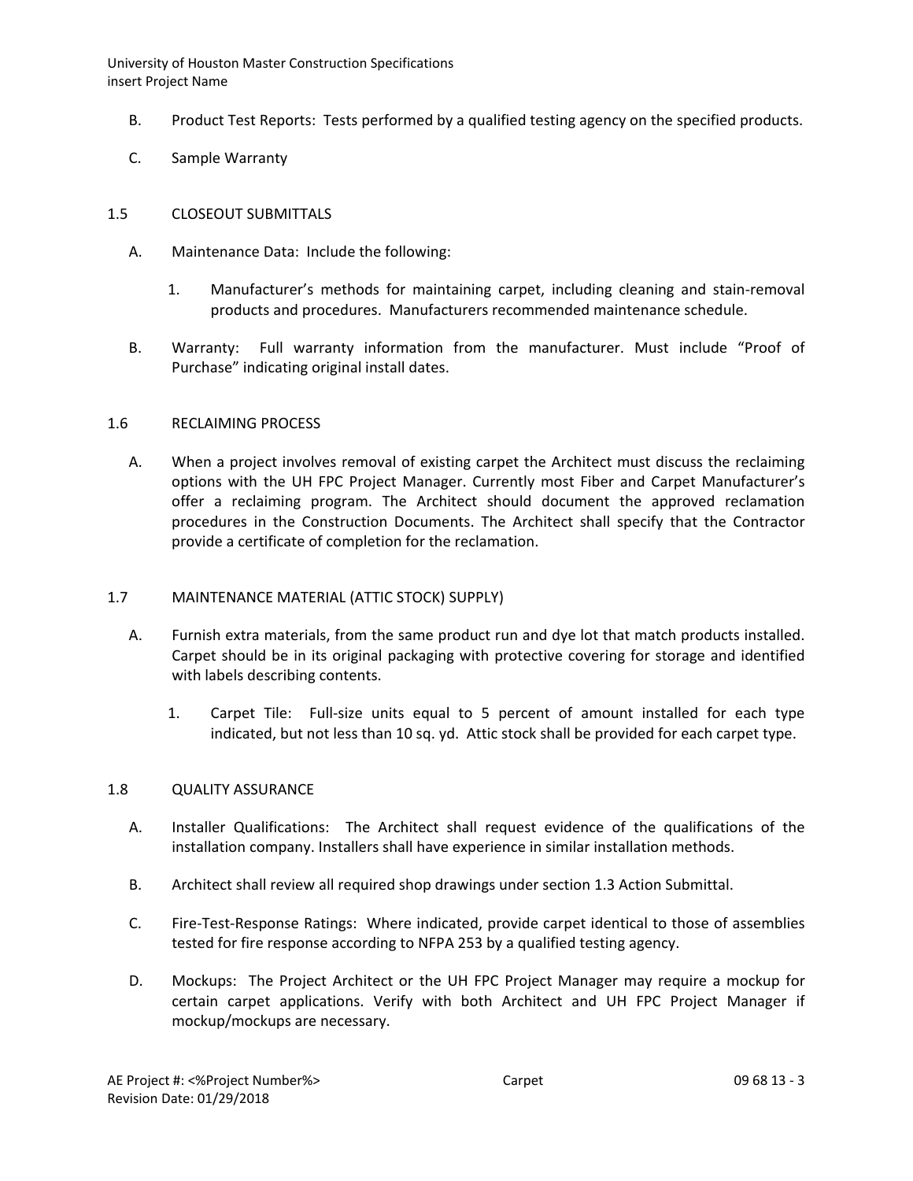B. Product Test Reports: Tests performed by a qualified testing agency on the specified products.

C. Sample Warranty

## 1.5 CLOSEOUT SUBMITTALS

A. Maintenance Data: Include the following:

1. Manufacturer's methods for maintaining carpet, including cleaning and stain-removal products and procedures. Manufacturers recommended maintenance schedule.

B. Warranty: Full warranty information from the manufacturer. Must include "Proof of Purchase" indicating original install dates.

## 1.6 RECLAIMING PROCESS

A. When a project involves removal of existing carpet the Architect must discuss the reclaiming options with the UH FPC Project Manager. Currently most Fiber and Carpet Manufacturer's offer a reclaiming program. The Architect should document the approved reclamation procedures in the Construction Documents. The Architect shall specify that the Contractor provide a certificate of completion for the reclamation.

## 1.7 MAINTENANCE MATERIAL (ATTIC STOCK) SUPPLY)

A. Furnish extra materials, from the same product run and dye lot that match products installed. Carpet should be in its original packaging with protective covering for storage and identified with labels describing contents.

1. Carpet Tile: Full-size units equal to 5 percent of amount installed for each type indicated, but not less than 10 sq. yd. Attic stock shall be provided for each carpet type.

## 1.8 QUALITY ASSURANCE

A. Installer Qualifications: The Architect shall request evidence of the qualifications of the installation company. Installers shall have experience in similar installation methods.

B. Architect shall review all required shop drawings under section 1.3 Action Submittal.

C. Fire-Test-Response Ratings: Where indicated, provide carpet identical to those of assemblies tested for fire response according to NFPA 253 by a qualified testing agency.

D. Mockups: The Project Architect or the UH FPC Project Manager may require a mockup for certain carpet applications. Verify with both Architect and UH FPC Project Manager if mockup/mockups are necessary.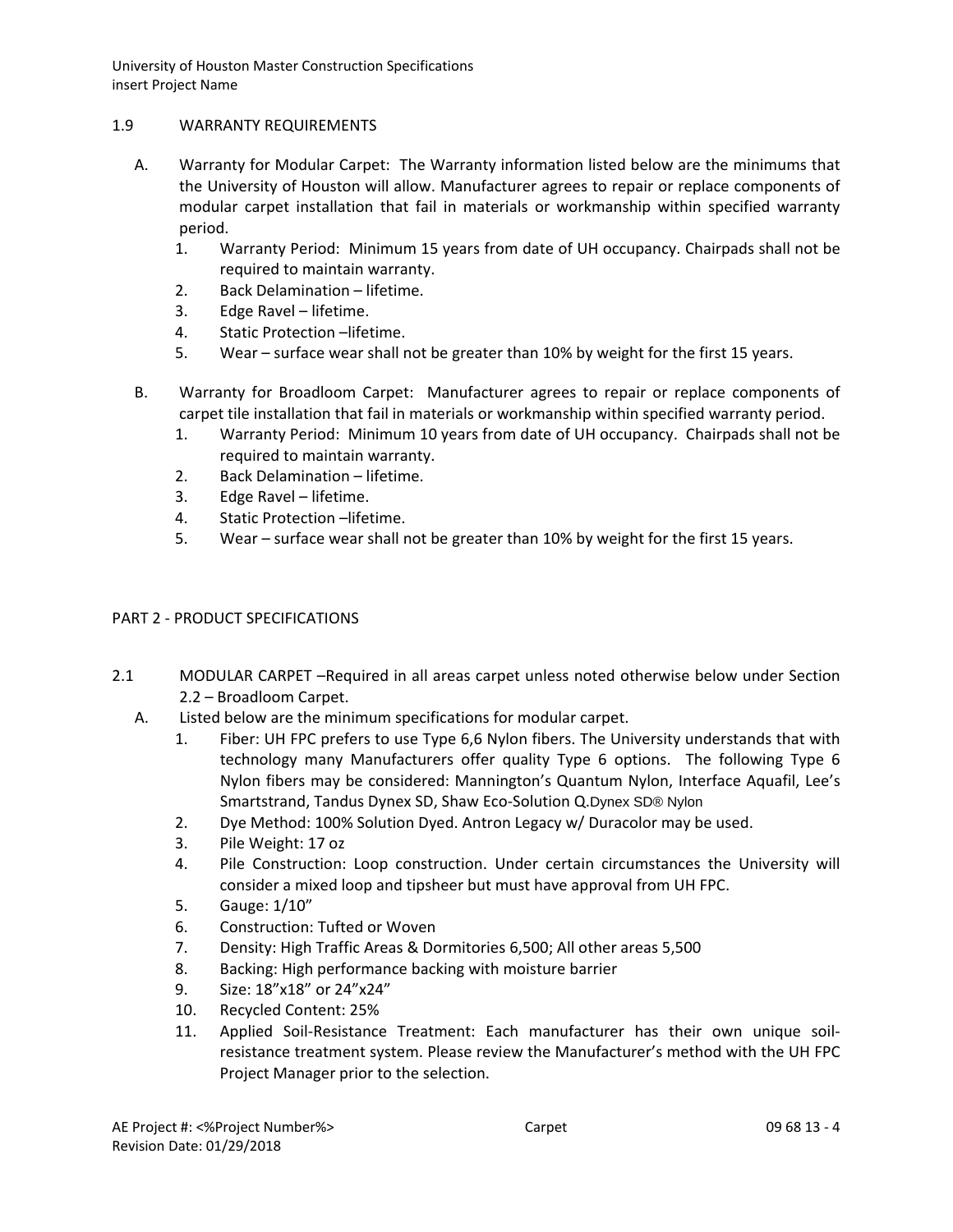## 1.9 WARRANTY REQUIREMENTS

A. Warranty for Modular Carpet: The Warranty information listed below are the minimums that the University of Houston will allow. Manufacturer agrees to repair or replace components of modular carpet installation that fail in materials or workmanship within specified warranty period.
   1. Warranty Period: Minimum 15 years from date of UH occupancy. Chairpads shall not be required to maintain warranty.
   2. Back Delamination – lifetime.
   3. Edge Ravel – lifetime.
   4. Static Protection –lifetime.
   5. Wear – surface wear shall not be greater than 10% by weight for the first 15 years.

B. Warranty for Broadloom Carpet: Manufacturer agrees to repair or replace components of carpet tile installation that fail in materials or workmanship within specified warranty period.
   1. Warranty Period: Minimum 10 years from date of UH occupancy. Chairpads shall not be required to maintain warranty.
   2. Back Delamination – lifetime.
   3. Edge Ravel – lifetime.
   4. Static Protection –lifetime.
   5. Wear – surface wear shall not be greater than 10% by weight for the first 15 years.

# PART 2 - PRODUCT SPECIFICATIONS

## 2.1 MODULAR CARPET –Required in all areas carpet unless noted otherwise below under Section 2.2 – Broadloom Carpet.

A. Listed below are the minimum specifications for modular carpet.
   1. Fiber: UH FPC prefers to use Type 6,6 Nylon fibers. The University understands that with technology many Manufacturers offer quality Type 6 options. The following Type 6 Nylon fibers may be considered: Mannington's Quantum Nylon, Interface Aquafil, Lee's Smartstrand, Tandus Dynex SD, Shaw Eco-Solution Q.Dynex SD® Nylon
   2. Dye Method: 100% Solution Dyed. Antron Legacy w/ Duracolor may be used.
   3. Pile Weight: 17 oz
   4. Pile Construction: Loop construction. Under certain circumstances the University will consider a mixed loop and tipsheer but must have approval from UH FPC.
   5. Gauge: 1/10"
   6. Construction: Tufted or Woven
   7. Density: High Traffic Areas & Dormitories 6,500; All other areas 5,500
   8. Backing: High performance backing with moisture barrier
   9. Size: 18"x18" or 24"x24"
   10. Recycled Content: 25%
   11. Applied Soil-Resistance Treatment: Each manufacturer has their own unique soil-resistance treatment system. Please review the Manufacturer's method with the UH FPC Project Manager prior to the selection.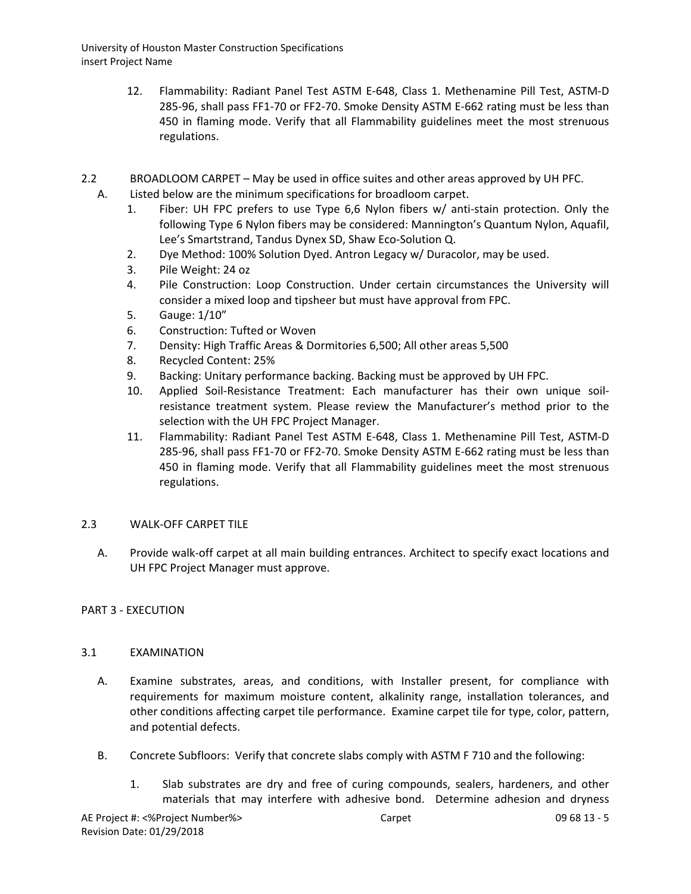12. Flammability: Radiant Panel Test ASTM E-648, Class 1. Methenamine Pill Test, ASTM-D 285-96, shall pass FF1-70 or FF2-70. Smoke Density ASTM E-662 rating must be less than 450 in flaming mode. Verify that all Flammability guidelines meet the most strenuous regulations.

2.2 BROADLOOM CARPET – May be used in office suites and other areas approved by UH PFC.

A. Listed below are the minimum specifications for broadloom carpet.

1. Fiber: UH FPC prefers to use Type 6,6 Nylon fibers w/ anti-stain protection. Only the following Type 6 Nylon fibers may be considered: Mannington's Quantum Nylon, Aquafil, Lee's Smartstrand, Tandus Dynex SD, Shaw Eco-Solution Q.
2. Dye Method: 100% Solution Dyed. Antron Legacy w/ Duracolor, may be used.
3. Pile Weight: 24 oz
4. Pile Construction: Loop Construction. Under certain circumstances the University will consider a mixed loop and tipsheer but must have approval from FPC.
5. Gauge: 1/10"
6. Construction: Tufted or Woven
7. Density: High Traffic Areas & Dormitories 6,500; All other areas 5,500
8. Recycled Content: 25%
9. Backing: Unitary performance backing. Backing must be approved by UH FPC.
10. Applied Soil-Resistance Treatment: Each manufacturer has their own unique soil-resistance treatment system. Please review the Manufacturer's method prior to the selection with the UH FPC Project Manager.
11. Flammability: Radiant Panel Test ASTM E-648, Class 1. Methenamine Pill Test, ASTM-D 285-96, shall pass FF1-70 or FF2-70. Smoke Density ASTM E-662 rating must be less than 450 in flaming mode. Verify that all Flammability guidelines meet the most strenuous regulations.

2.3 WALK-OFF CARPET TILE

A. Provide walk-off carpet at all main building entrances. Architect to specify exact locations and UH FPC Project Manager must approve.

## PART 3 - EXECUTION

3.1 EXAMINATION

A. Examine substrates, areas, and conditions, with Installer present, for compliance with requirements for maximum moisture content, alkalinity range, installation tolerances, and other conditions affecting carpet tile performance. Examine carpet tile for type, color, pattern, and potential defects.

B. Concrete Subfloors: Verify that concrete slabs comply with ASTM F 710 and the following:

1. Slab substrates are dry and free of curing compounds, sealers, hardeners, and other materials that may interfere with adhesive bond. Determine adhesion and dryness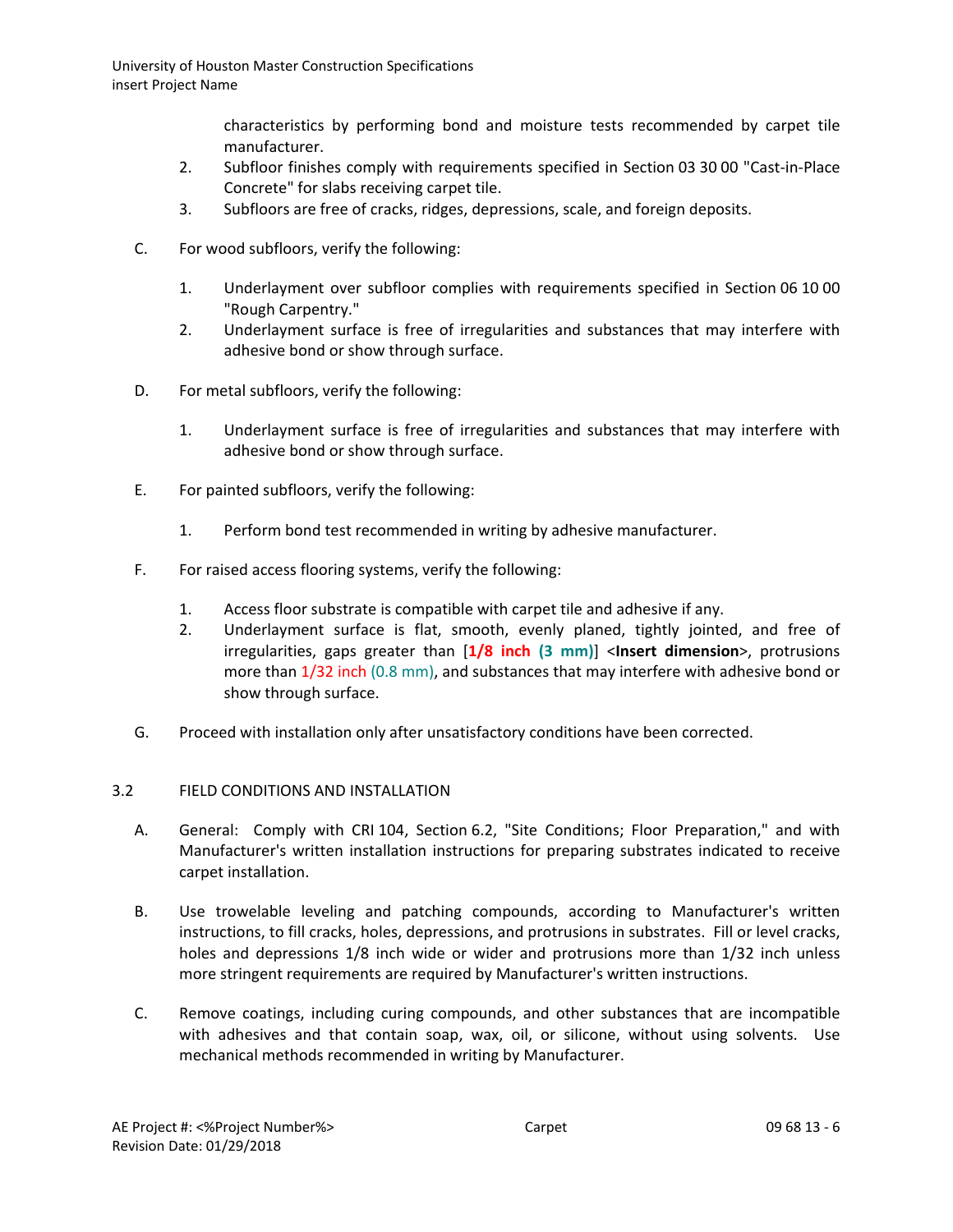characteristics by performing bond and moisture tests recommended by carpet tile manufacturer.

2. Subfloor finishes comply with requirements specified in Section 03 30 00 "Cast-in-Place Concrete" for slabs receiving carpet tile.
3. Subfloors are free of cracks, ridges, depressions, scale, and foreign deposits.

C. For wood subfloors, verify the following:

1. Underlayment over subfloor complies with requirements specified in Section 06 10 00 "Rough Carpentry."
2. Underlayment surface is free of irregularities and substances that may interfere with adhesive bond or show through surface.

D. For metal subfloors, verify the following:

1. Underlayment surface is free of irregularities and substances that may interfere with adhesive bond or show through surface.

E. For painted subfloors, verify the following:

1. Perform bond test recommended in writing by adhesive manufacturer.

F. For raised access flooring systems, verify the following:

1. Access floor substrate is compatible with carpet tile and adhesive if any.
2. Underlayment surface is flat, smooth, evenly planed, tightly jointed, and free of irregularities, gaps greater than [**1/8 inch (3 mm)**] <**Insert dimension**>, protrusions more than 1/32 inch (0.8 mm), and substances that may interfere with adhesive bond or show through surface.

G. Proceed with installation only after unsatisfactory conditions have been corrected.

## 3.2 FIELD CONDITIONS AND INSTALLATION

A. General: Comply with CRI 104, Section 6.2, "Site Conditions; Floor Preparation," and with Manufacturer's written installation instructions for preparing substrates indicated to receive carpet installation.

B. Use trowelable leveling and patching compounds, according to Manufacturer's written instructions, to fill cracks, holes, depressions, and protrusions in substrates. Fill or level cracks, holes and depressions 1/8 inch wide or wider and protrusions more than 1/32 inch unless more stringent requirements are required by Manufacturer's written instructions.

C. Remove coatings, including curing compounds, and other substances that are incompatible with adhesives and that contain soap, wax, oil, or silicone, without using solvents. Use mechanical methods recommended in writing by Manufacturer.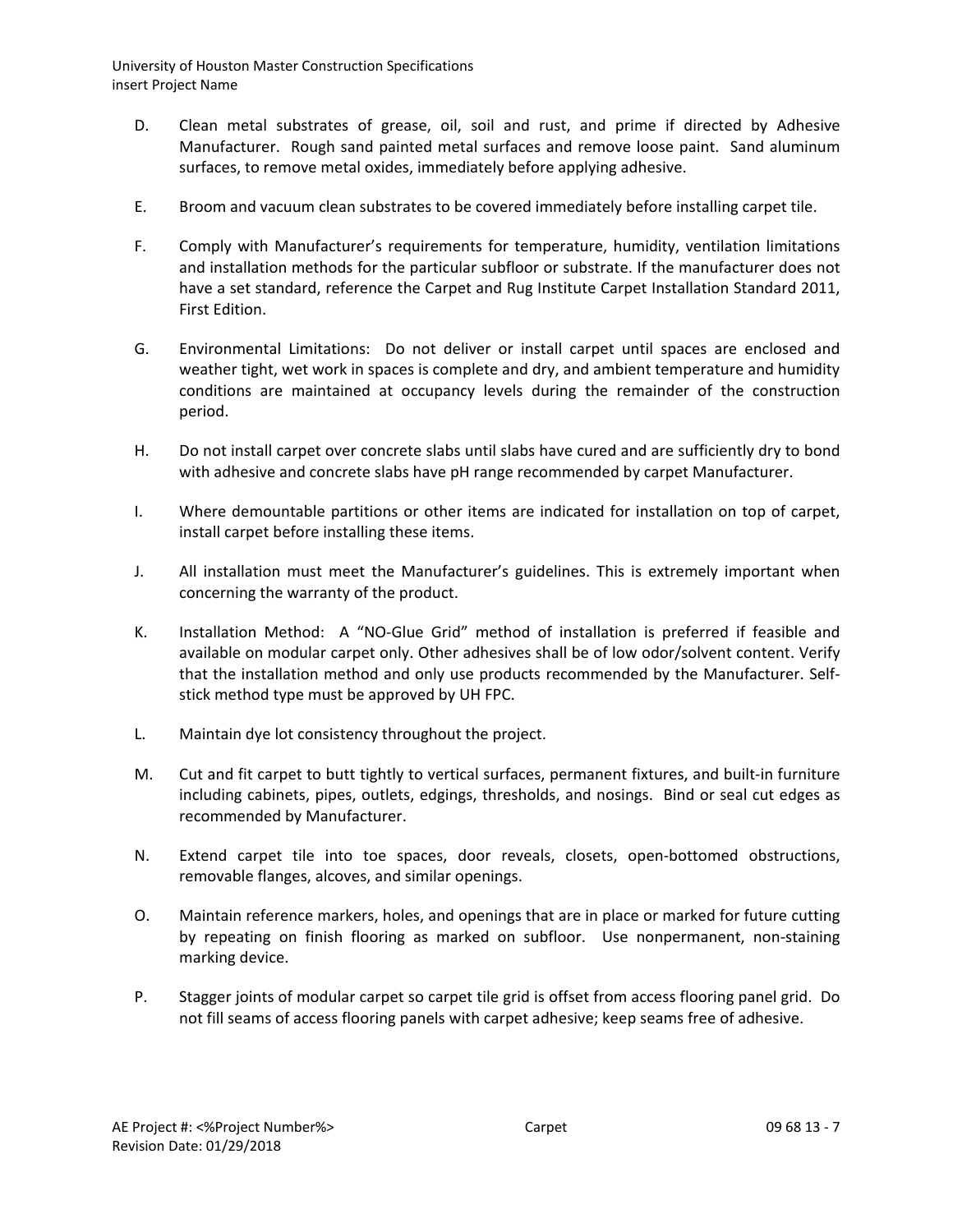D. Clean metal substrates of grease, oil, soil and rust, and prime if directed by Adhesive Manufacturer. Rough sand painted metal surfaces and remove loose paint. Sand aluminum surfaces, to remove metal oxides, immediately before applying adhesive.

E. Broom and vacuum clean substrates to be covered immediately before installing carpet tile.

F. Comply with Manufacturer's requirements for temperature, humidity, ventilation limitations and installation methods for the particular subfloor or substrate. If the manufacturer does not have a set standard, reference the Carpet and Rug Institute Carpet Installation Standard 2011, First Edition.

G. Environmental Limitations: Do not deliver or install carpet until spaces are enclosed and weather tight, wet work in spaces is complete and dry, and ambient temperature and humidity conditions are maintained at occupancy levels during the remainder of the construction period.

H. Do not install carpet over concrete slabs until slabs have cured and are sufficiently dry to bond with adhesive and concrete slabs have pH range recommended by carpet Manufacturer.

I. Where demountable partitions or other items are indicated for installation on top of carpet, install carpet before installing these items.

J. All installation must meet the Manufacturer's guidelines. This is extremely important when concerning the warranty of the product.

K. Installation Method: A "NO-Glue Grid" method of installation is preferred if feasible and available on modular carpet only. Other adhesives shall be of low odor/solvent content. Verify that the installation method and only use products recommended by the Manufacturer. Self-stick method type must be approved by UH FPC.

L. Maintain dye lot consistency throughout the project.

M. Cut and fit carpet to butt tightly to vertical surfaces, permanent fixtures, and built-in furniture including cabinets, pipes, outlets, edgings, thresholds, and nosings. Bind or seal cut edges as recommended by Manufacturer.

N. Extend carpet tile into toe spaces, door reveals, closets, open-bottomed obstructions, removable flanges, alcoves, and similar openings.

O. Maintain reference markers, holes, and openings that are in place or marked for future cutting by repeating on finish flooring as marked on subfloor. Use nonpermanent, non-staining marking device.

P. Stagger joints of modular carpet so carpet tile grid is offset from access flooring panel grid. Do not fill seams of access flooring panels with carpet adhesive; keep seams free of adhesive.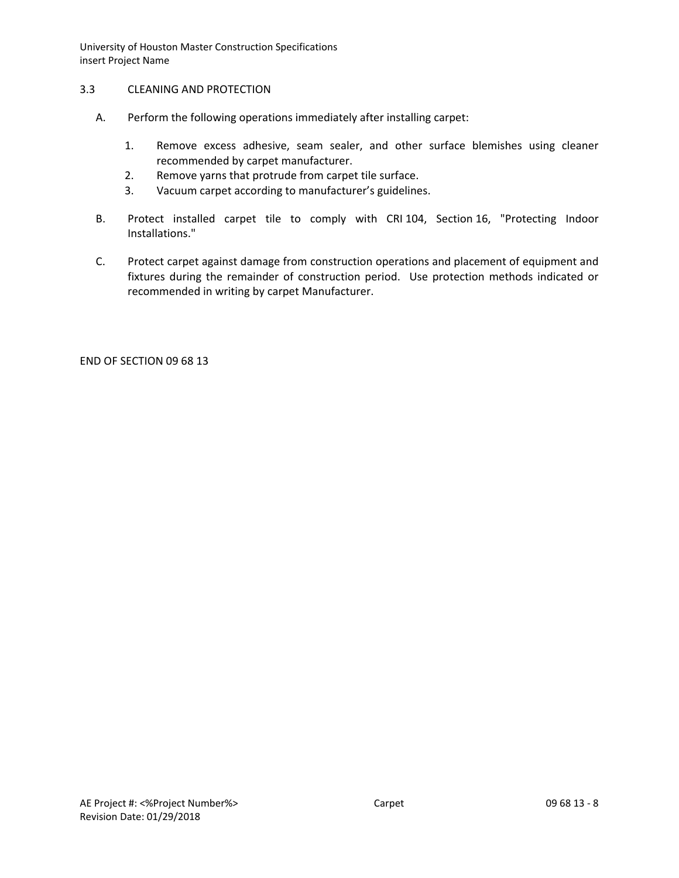### 3.3 CLEANING AND PROTECTION

A. Perform the following operations immediately after installing carpet:

   1. Remove excess adhesive, seam sealer, and other surface blemishes using cleaner recommended by carpet manufacturer.
   2. Remove yarns that protrude from carpet tile surface.
   3. Vacuum carpet according to manufacturer's guidelines.

B. Protect installed carpet tile to comply with CRI 104, Section 16, "Protecting Indoor Installations."

C. Protect carpet against damage from construction operations and placement of equipment and fixtures during the remainder of construction period. Use protection methods indicated or recommended in writing by carpet Manufacturer.

END OF SECTION 09 68 13